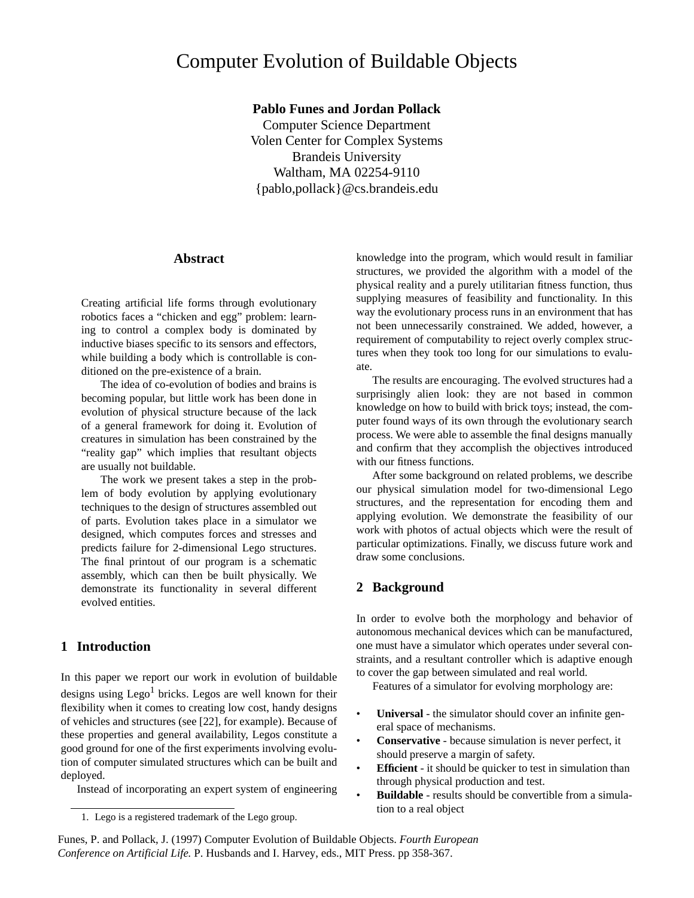# Computer Evolution of Buildable Objects

**Pablo Funes and Jordan Pollack**
Computer Science Department
Volen Center for Complex Systems
Brandeis University
Waltham, MA 02254-9110
{pablo,pollack}@cs.brandeis.edu

## Abstract

Creating artificial life forms through evolutionary robotics faces a "chicken and egg" problem: learning to control a complex body is dominated by inductive biases specific to its sensors and effectors, while building a body which is controllable is conditioned on the pre-existence of a brain.

The idea of co-evolution of bodies and brains is becoming popular, but little work has been done in evolution of physical structure because of the lack of a general framework for doing it. Evolution of creatures in simulation has been constrained by the "reality gap" which implies that resultant objects are usually not buildable.

The work we present takes a step in the problem of body evolution by applying evolutionary techniques to the design of structures assembled out of parts. Evolution takes place in a simulator we designed, which computes forces and stresses and predicts failure for 2-dimensional Lego structures. The final printout of our program is a schematic assembly, which can then be built physically. We demonstrate its functionality in several different evolved entities.

## 1 Introduction

In this paper we report our work in evolution of buildable designs using Lego[1] bricks. Legos are well known for their flexibility when it comes to creating low cost, handy designs of vehicles and structures (see [22], for example). Because of these properties and general availability, Legos constitute a good ground for one of the first experiments involving evolution of computer simulated structures which can be built and deployed.

Instead of incorporating an expert system of engineering knowledge into the program, which would result in familiar structures, we provided the algorithm with a model of the physical reality and a purely utilitarian fitness function, thus supplying measures of feasibility and functionality. In this way the evolutionary process runs in an environment that has not been unnecessarily constrained. We added, however, a requirement of computability to reject overly complex structures when they took too long for our simulations to evaluate.

The results are encouraging. The evolved structures had a surprisingly alien look: they are not based in common knowledge on how to build with brick toys; instead, the computer found ways of its own through the evolutionary search process. We were able to assemble the final designs manually and confirm that they accomplish the objectives introduced with our fitness functions.

After some background on related problems, we describe our physical simulation model for two-dimensional Lego structures, and the representation for encoding them and applying evolution. We demonstrate the feasibility of our work with photos of actual objects which were the result of particular optimizations. Finally, we discuss future work and draw some conclusions.

## 2 Background

In order to evolve both the morphology and behavior of autonomous mechanical devices which can be manufactured, one must have a simulator which operates under several constraints, and a resultant controller which is adaptive enough to cover the gap between simulated and real world.

Features of a simulator for evolving morphology are:

- **Universal** - the simulator should cover an infinite general space of mechanisms.
- **Conservative** - because simulation is never perfect, it should preserve a margin of safety.
- **Efficient** - it should be quicker to test in simulation than through physical production and test.
- **Buildable** - results should be convertible from a simulation to a real object

1. Lego is a registered trademark of the Lego group.

Funes, P. and Pollack, J. (1997) Computer Evolution of Buildable Objects. *Fourth European Conference on Artificial Life.* P. Husbands and I. Harvey, eds., MIT Press. pp 358-367.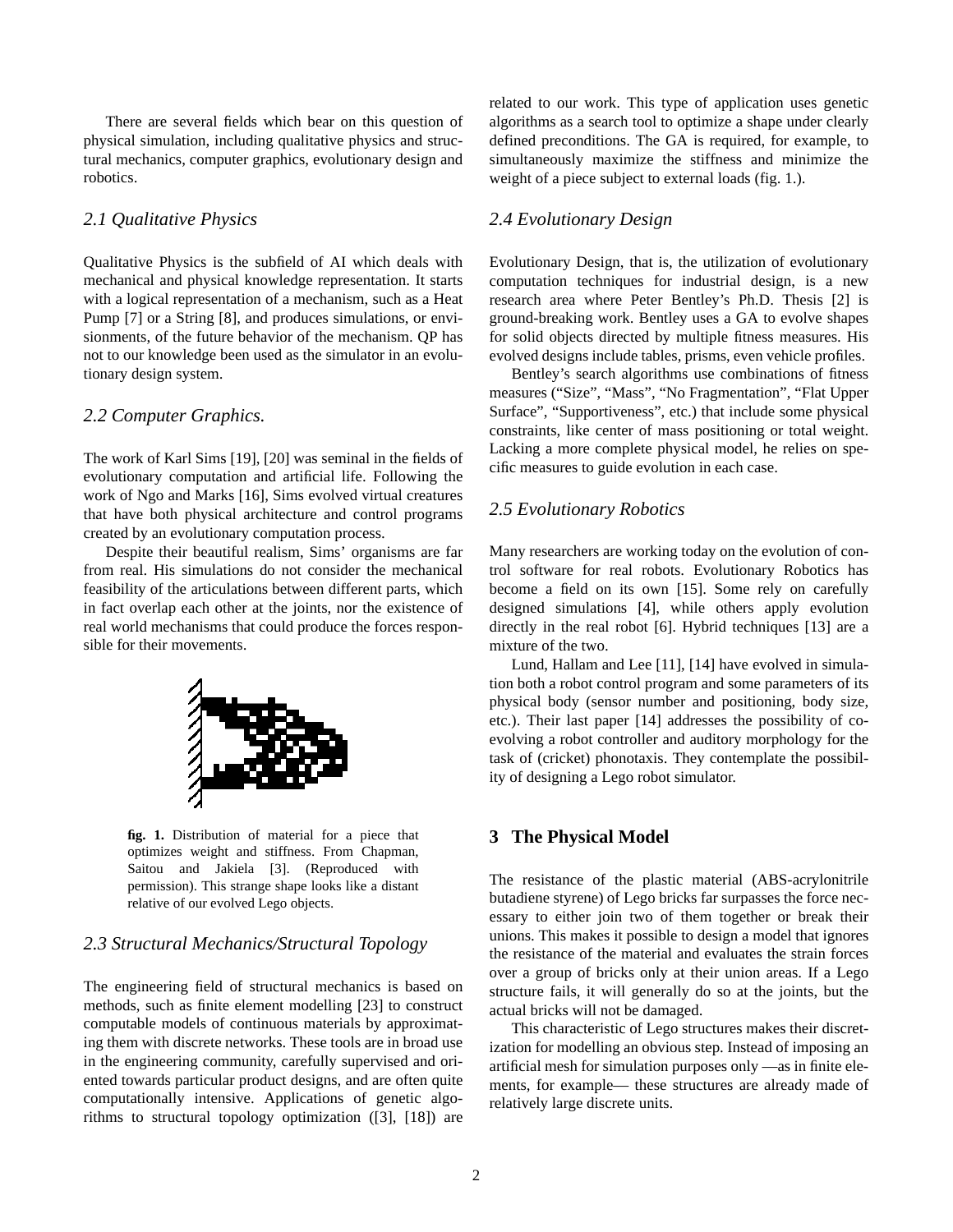There are several fields which bear on this question of physical simulation, including qualitative physics and structural mechanics, computer graphics, evolutionary design and robotics.

### *2.1 Qualitative Physics*

Qualitative Physics is the subfield of AI which deals with mechanical and physical knowledge representation. It starts with a logical representation of a mechanism, such as a Heat Pump [7] or a String [8], and produces simulations, or envisionments, of the future behavior of the mechanism. QP has not to our knowledge been used as the simulator in an evolutionary design system.

### *2.2 Computer Graphics.*

The work of Karl Sims [19], [20] was seminal in the fields of evolutionary computation and artificial life. Following the work of Ngo and Marks [16], Sims evolved virtual creatures that have both physical architecture and control programs created by an evolutionary computation process.

Despite their beautiful realism, Sims' organisms are far from real. His simulations do not consider the mechanical feasibility of the articulations between different parts, which in fact overlap each other at the joints, nor the existence of real world mechanisms that could produce the forces responsible for their movements.

**fig. 1.** Distribution of material for a piece that optimizes weight and stiffness. From Chapman, Saitou and Jakiela [3]. (Reproduced with permission). This strange shape looks like a distant relative of our evolved Lego objects.

### *2.3 Structural Mechanics/Structural Topology*

The engineering field of structural mechanics is based on methods, such as finite element modelling [23] to construct computable models of continuous materials by approximating them with discrete networks. These tools are in broad use in the engineering community, carefully supervised and oriented towards particular product designs, and are often quite computationally intensive. Applications of genetic algorithms to structural topology optimization ([3], [18]) are related to our work. This type of application uses genetic algorithms as a search tool to optimize a shape under clearly defined preconditions. The GA is required, for example, to simultaneously maximize the stiffness and minimize the weight of a piece subject to external loads (fig. 1.).

### *2.4 Evolutionary Design*

Evolutionary Design, that is, the utilization of evolutionary computation techniques for industrial design, is a new research area where Peter Bentley's Ph.D. Thesis [2] is ground-breaking work. Bentley uses a GA to evolve shapes for solid objects directed by multiple fitness measures. His evolved designs include tables, prisms, even vehicle profiles.

Bentley's search algorithms use combinations of fitness measures ("Size", "Mass", "No Fragmentation", "Flat Upper Surface", "Supportiveness", etc.) that include some physical constraints, like center of mass positioning or total weight. Lacking a more complete physical model, he relies on specific measures to guide evolution in each case.

### *2.5 Evolutionary Robotics*

Many researchers are working today on the evolution of control software for real robots. Evolutionary Robotics has become a field on its own [15]. Some rely on carefully designed simulations [4], while others apply evolution directly in the real robot [6]. Hybrid techniques [13] are a mixture of the two.

Lund, Hallam and Lee [11], [14] have evolved in simulation both a robot control program and some parameters of its physical body (sensor number and positioning, body size, etc.). Their last paper [14] addresses the possibility of co-evolving a robot controller and auditory morphology for the task of (cricket) phonotaxis. They contemplate the possibility of designing a Lego robot simulator.

## 3 The Physical Model

The resistance of the plastic material (ABS-acrylonitrile butadiene styrene) of Lego bricks far surpasses the force necessary to either join two of them together or break their unions. This makes it possible to design a model that ignores the resistance of the material and evaluates the strain forces over a group of bricks only at their union areas. If a Lego structure fails, it will generally do so at the joints, but the actual bricks will not be damaged.

This characteristic of Lego structures makes their discretization for modelling an obvious step. Instead of imposing an artificial mesh for simulation purposes only —as in finite elements, for example— these structures are already made of relatively large discrete units.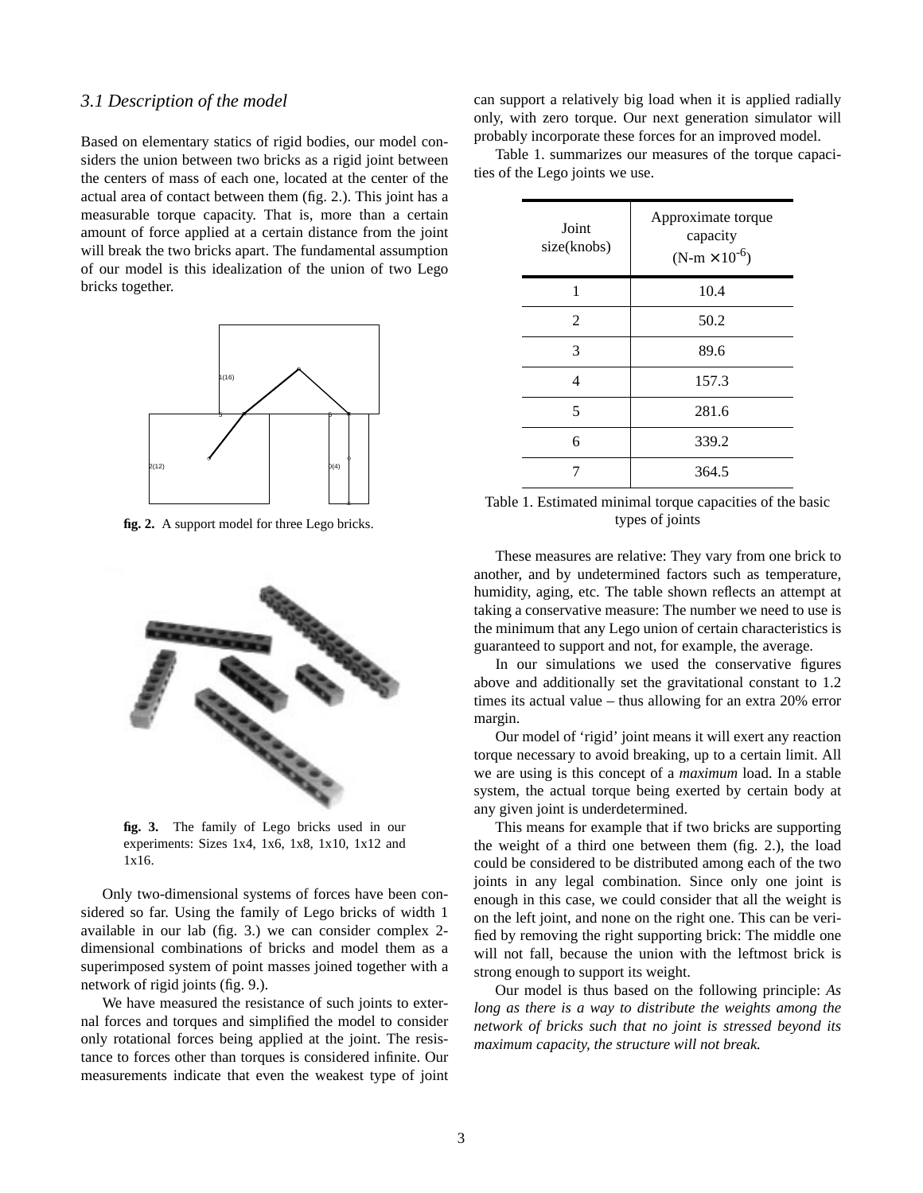### 3.1 Description of the model

Based on elementary statics of rigid bodies, our model considers the union between two bricks as a rigid joint between the centers of mass of each one, located at the center of the actual area of contact between them (fig. 2.). This joint has a measurable torque capacity. That is, more than a certain amount of force applied at a certain distance from the joint will break the two bricks apart. The fundamental assumption of our model is this idealization of the union of two Lego bricks together.

**fig. 2.** A support model for three Lego bricks.

**fig. 3.** The family of Lego bricks used in our experiments: Sizes 1x4, 1x6, 1x8, 1x10, 1x12 and 1x16.

Only two-dimensional systems of forces have been considered so far. Using the family of Lego bricks of width 1 available in our lab (fig. 3.) we can consider complex 2-dimensional combinations of bricks and model them as a superimposed system of point masses joined together with a network of rigid joints (fig. 9.).

We have measured the resistance of such joints to external forces and torques and simplified the model to consider only rotational forces being applied at the joint. The resistance to forces other than torques is considered infinite. Our measurements indicate that even the weakest type of joint can support a relatively big load when it is applied radially only, with zero torque. Our next generation simulator will probably incorporate these forces for an improved model.

Table 1. summarizes our measures of the torque capacities of the Lego joints we use.

| Joint size(knobs) | Approximate torque capacity (N-m $\times 10^{-6}$) |
|---|---|
| 1 | 10.4 |
| 2 | 50.2 |
| 3 | 89.6 |
| 4 | 157.3 |
| 5 | 281.6 |
| 6 | 339.2 |
| 7 | 364.5 |

Table 1. Estimated minimal torque capacities of the basic types of joints

These measures are relative: They vary from one brick to another, and by undetermined factors such as temperature, humidity, aging, etc. The table shown reflects an attempt at taking a conservative measure: The number we need to use is the minimum that any Lego union of certain characteristics is guaranteed to support and not, for example, the average.

In our simulations we used the conservative figures above and additionally set the gravitational constant to 1.2 times its actual value – thus allowing for an extra 20% error margin.

Our model of 'rigid' joint means it will exert any reaction torque necessary to avoid breaking, up to a certain limit. All we are using is this concept of a *maximum* load. In a stable system, the actual torque being exerted by certain body at any given joint is underdetermined.

This means for example that if two bricks are supporting the weight of a third one between them (fig. 2.), the load could be considered to be distributed among each of the two joints in any legal combination. Since only one joint is enough in this case, we could consider that all the weight is on the left joint, and none on the right one. This can be verified by removing the right supporting brick: The middle one will not fall, because the union with the leftmost brick is strong enough to support its weight.

Our model is thus based on the following principle: *As long as there is a way to distribute the weights among the network of bricks such that no joint is stressed beyond its maximum capacity, the structure will not break.*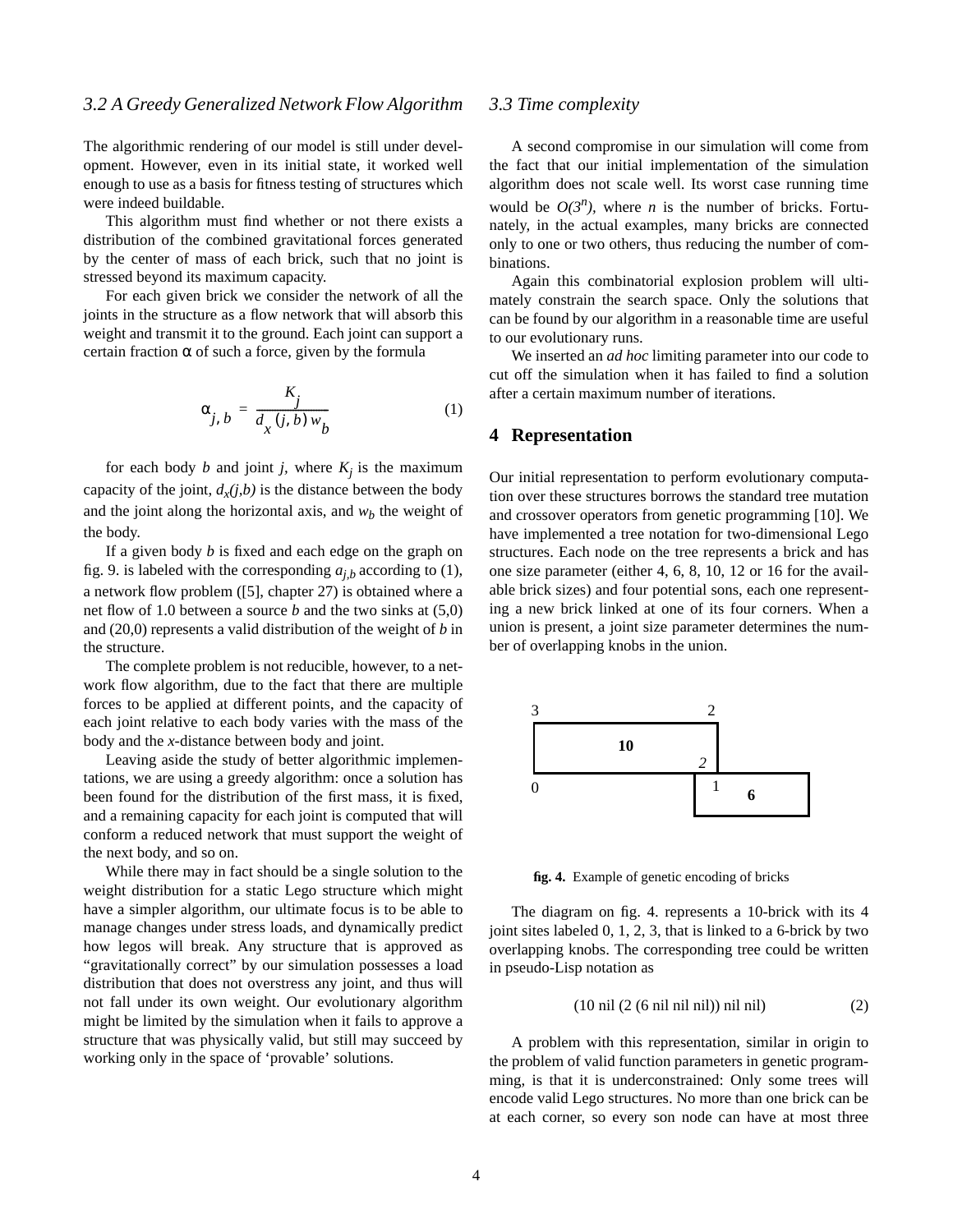### 3.2 A Greedy Generalized Network Flow Algorithm

The algorithmic rendering of our model is still under development. However, even in its initial state, it worked well enough to use as a basis for fitness testing of structures which were indeed buildable.

This algorithm must find whether or not there exists a distribution of the combined gravitational forces generated by the center of mass of each brick, such that no joint is stressed beyond its maximum capacity.

For each given brick we consider the network of all the joints in the structure as a flow network that will absorb this weight and transmit it to the ground. Each joint can support a certain fraction α of such a force, given by the formula

$$\alpha_{j,b} = \frac{K_j}{d_x(j,b)\,w_b} \tag{1}$$

for each body $b$ and joint $j$, where $K_j$ is the maximum capacity of the joint, $d_x(j,b)$ is the distance between the body and the joint along the horizontal axis, and $w_b$ the weight of the body.

If a given body $b$ is fixed and each edge on the graph on fig. 9. is labeled with the corresponding $a_{j,b}$ according to (1), a network flow problem ([5], chapter 27) is obtained where a net flow of 1.0 between a source $b$ and the two sinks at (5,0) and (20,0) represents a valid distribution of the weight of $b$ in the structure.

The complete problem is not reducible, however, to a network flow algorithm, due to the fact that there are multiple forces to be applied at different points, and the capacity of each joint relative to each body varies with the mass of the body and the $x$-distance between body and joint.

Leaving aside the study of better algorithmic implementations, we are using a greedy algorithm: once a solution has been found for the distribution of the first mass, it is fixed, and a remaining capacity for each joint is computed that will conform a reduced network that must support the weight of the next body, and so on.

While there may in fact should be a single solution to the weight distribution for a static Lego structure which might have a simpler algorithm, our ultimate focus is to be able to manage changes under stress loads, and dynamically predict how legos will break. Any structure that is approved as "gravitationally correct" by our simulation possesses a load distribution that does not overstress any joint, and thus will not fall under its own weight. Our evolutionary algorithm might be limited by the simulation when it fails to approve a structure that was physically valid, but still may succeed by working only in the space of 'provable' solutions.

### 3.3 Time complexity

A second compromise in our simulation will come from the fact that our initial implementation of the simulation algorithm does not scale well. Its worst case running time would be $O(3^n)$, where $n$ is the number of bricks. Fortunately, in the actual examples, many bricks are connected only to one or two others, thus reducing the number of combinations.

Again this combinatorial explosion problem will ultimately constrain the search space. Only the solutions that can be found by our algorithm in a reasonable time are useful to our evolutionary runs.

We inserted an *ad hoc* limiting parameter into our code to cut off the simulation when it has failed to find a solution after a certain maximum number of iterations.

## 4 Representation

Our initial representation to perform evolutionary computation over these structures borrows the standard tree mutation and crossover operators from genetic programming [10]. We have implemented a tree notation for two-dimensional Lego structures. Each node on the tree represents a brick and has one size parameter (either 4, 6, 8, 10, 12 or 16 for the available brick sizes) and four potential sons, each one representing a new brick linked at one of its four corners. When a union is present, a joint size parameter determines the number of overlapping knobs in the union.

**fig. 4.** Example of genetic encoding of bricks

The diagram on fig. 4. represents a 10-brick with its 4 joint sites labeled 0, 1, 2, 3, that is linked to a 6-brick by two overlapping knobs. The corresponding tree could be written in pseudo-Lisp notation as

$$\text{(10 nil (2 (6 nil nil nil)) nil nil)} \tag{2}$$

A problem with this representation, similar in origin to the problem of valid function parameters in genetic programming, is that it is underconstrained: Only some trees will encode valid Lego structures. No more than one brick can be at each corner, so every son node can have at most three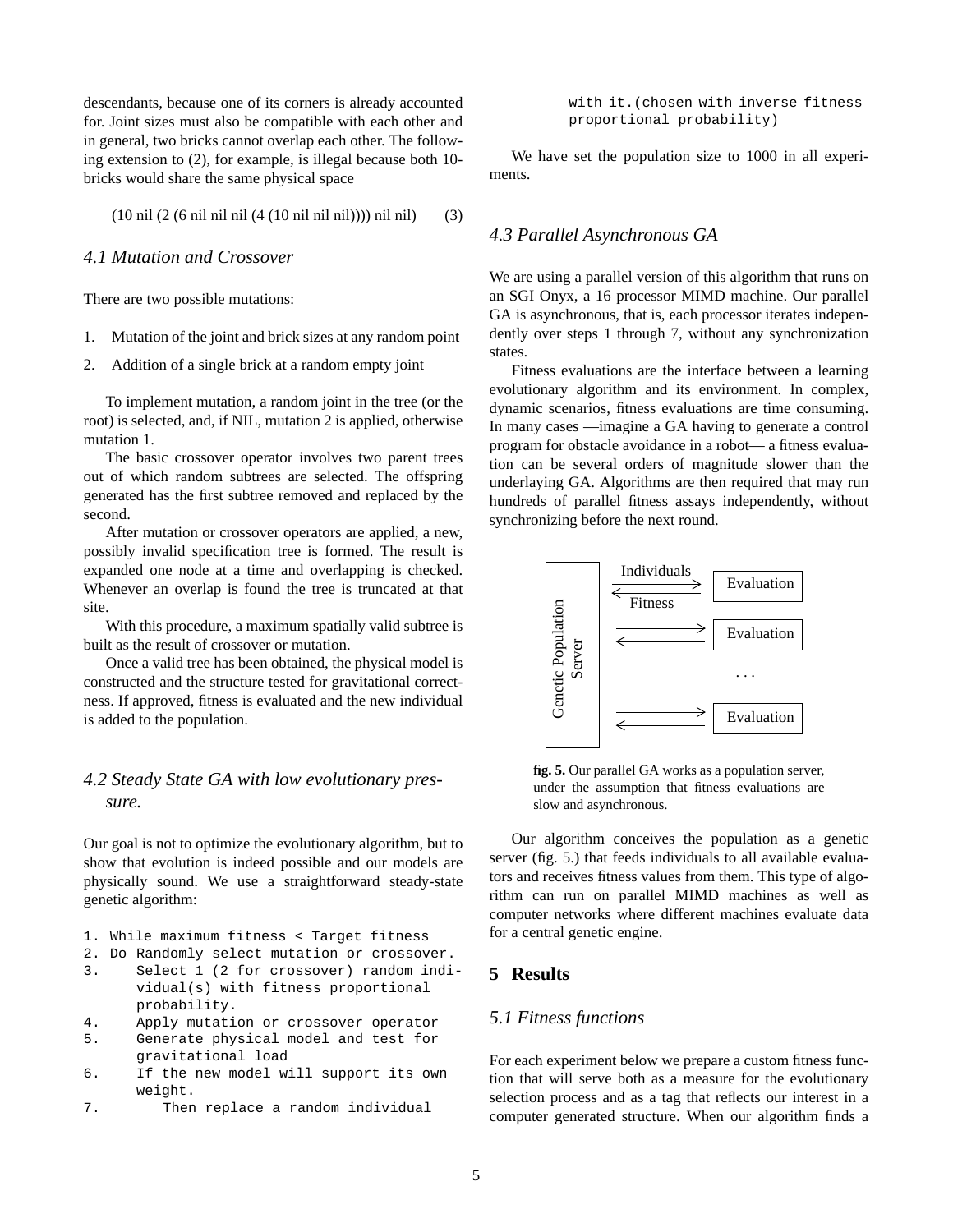descendants, because one of its corners is already accounted for. Joint sizes must also be compatible with each other and in general, two bricks cannot overlap each other. The following extension to (2), for example, is illegal because both 10-bricks would share the same physical space

$$(10\ \text{nil}\ (2\ (6\ \text{nil}\ \text{nil}\ \text{nil}\ (4\ (10\ \text{nil}\ \text{nil}\ \text{nil}))))\ \text{nil}\ \text{nil}) \tag{3}$$

### *4.1 Mutation and Crossover*

There are two possible mutations:

1. Mutation of the joint and brick sizes at any random point
2. Addition of a single brick at a random empty joint

To implement mutation, a random joint in the tree (or the root) is selected, and, if NIL, mutation 2 is applied, otherwise mutation 1.

The basic crossover operator involves two parent trees out of which random subtrees are selected. The offspring generated has the first subtree removed and replaced by the second.

After mutation or crossover operators are applied, a new, possibly invalid specification tree is formed. The result is expanded one node at a time and overlapping is checked. Whenever an overlap is found the tree is truncated at that site.

With this procedure, a maximum spatially valid subtree is built as the result of crossover or mutation.

Once a valid tree has been obtained, the physical model is constructed and the structure tested for gravitational correctness. If approved, fitness is evaluated and the new individual is added to the population.

### *4.2 Steady State GA with low evolutionary pressure.*

Our goal is not to optimize the evolutionary algorithm, but to show that evolution is indeed possible and our models are physically sound. We use a straightforward steady-state genetic algorithm:

```
1. While maximum fitness < Target fitness
2. Do Randomly select mutation or crossover.
3.     Select 1 (2 for crossover) random indi-
       vidual(s) with fitness proportional
       probability.
4.     Apply mutation or crossover operator
5.     Generate physical model and test for
       gravitational load
6.     If the new model will support its own
       weight.
7.         Then replace a random individual
           with it.(chosen with inverse fitness
           proportional probability)
```

We have set the population size to 1000 in all experiments.

### *4.3 Parallel Asynchronous GA*

We are using a parallel version of this algorithm that runs on an SGI Onyx, a 16 processor MIMD machine. Our parallel GA is asynchronous, that is, each processor iterates independently over steps 1 through 7, without any synchronization states.

Fitness evaluations are the interface between a learning evolutionary algorithm and its environment. In complex, dynamic scenarios, fitness evaluations are time consuming. In many cases —imagine a GA having to generate a control program for obstacle avoidance in a robot— a fitness evaluation can be several orders of magnitude slower than the underlaying GA. Algorithms are then required that may run hundreds of parallel fitness assays independently, without synchronizing before the next round.

Genetic Population Server — Individuals → Evaluation; Fitness ← Evaluation; Evaluation; . . . ; Evaluation

**fig. 5.** Our parallel GA works as a population server, under the assumption that fitness evaluations are slow and asynchronous.

Our algorithm conceives the population as a genetic server (fig. 5.) that feeds individuals to all available evaluators and receives fitness values from them. This type of algorithm can run on parallel MIMD machines as well as computer networks where different machines evaluate data for a central genetic engine.

## 5 Results

### *5.1 Fitness functions*

For each experiment below we prepare a custom fitness function that will serve both as a measure for the evolutionary selection process and as a tag that reflects our interest in a computer generated structure. When our algorithm finds a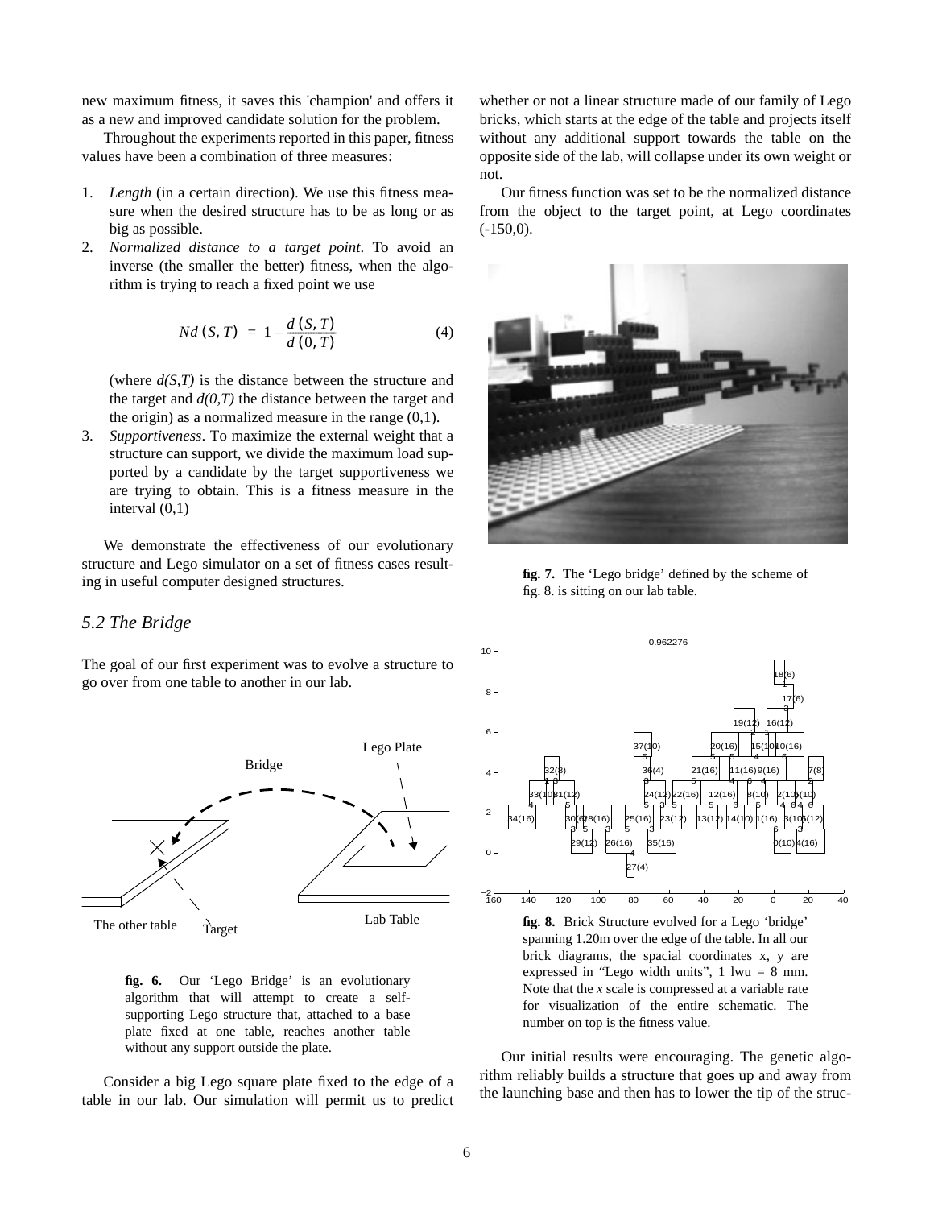new maximum fitness, it saves this 'champion' and offers it as a new and improved candidate solution for the problem.

Throughout the experiments reported in this paper, fitness values have been a combination of three measures:

1. *Length* (in a certain direction). We use this fitness measure when the desired structure has to be as long or as big as possible.
2. *Normalized distance to a target point*. To avoid an inverse (the smaller the better) fitness, when the algorithm is trying to reach a fixed point we use

$$Nd(S, T) = 1 - \frac{d(S, T)}{d(0, T)} \tag{4}$$

   (where *d(S,T)* is the distance between the structure and the target and *d(0,T)* the distance between the target and the origin) as a normalized measure in the range (0,1).
3. *Supportiveness*. To maximize the external weight that a structure can support, we divide the maximum load supported by a candidate by the target supportiveness we are trying to obtain. This is a fitness measure in the interval (0,1)

We demonstrate the effectiveness of our evolutionary structure and Lego simulator on a set of fitness cases resulting in useful computer designed structures.

## 5.2 The Bridge

The goal of our first experiment was to evolve a structure to go over from one table to another in our lab.

**fig. 6.** Our 'Lego Bridge' is an evolutionary algorithm that will attempt to create a self-supporting Lego structure that, attached to a base plate fixed at one table, reaches another table without any support outside the plate.

Consider a big Lego square plate fixed to the edge of a table in our lab. Our simulation will permit us to predict whether or not a linear structure made of our family of Lego bricks, which starts at the edge of the table and projects itself without any additional support towards the table on the opposite side of the lab, will collapse under its own weight or not.

Our fitness function was set to be the normalized distance from the object to the target point, at Lego coordinates (-150,0).

**fig. 7.** The 'Lego bridge' defined by the scheme of fig. 8. is sitting on our lab table.

**fig. 8.** Brick Structure evolved for a Lego 'bridge' spanning 1.20m over the edge of the table. In all our brick diagrams, the spacial coordinates x, y are expressed in "Lego width units", 1 lwu = 8 mm. Note that the *x* scale is compressed at a variable rate for visualization of the entire schematic. The number on top is the fitness value.

Our initial results were encouraging. The genetic algorithm reliably builds a structure that goes up and away from the launching base and then has to lower the tip of the struc-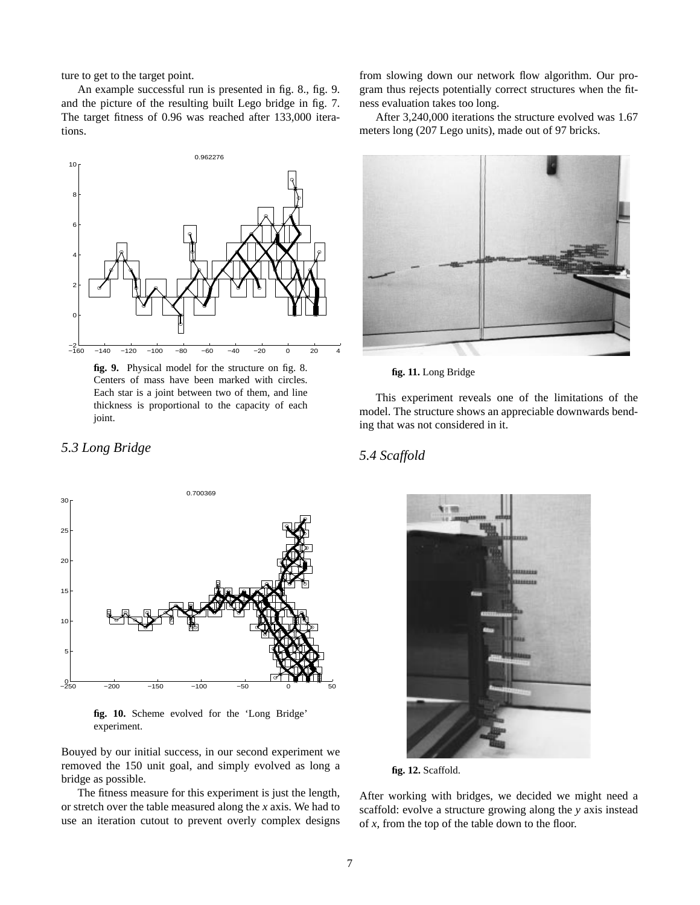ture to get to the target point.

An example successful run is presented in fig. 8., fig. 9. and the picture of the resulting built Lego bridge in fig. 7. The target fitness of 0.96 was reached after 133,000 iterations.

**fig. 9.** Physical model for the structure on fig. 8. Centers of mass have been marked with circles. Each star is a joint between two of them, and line thickness is proportional to the capacity of each joint.

### *5.3 Long Bridge*

**fig. 10.** Scheme evolved for the 'Long Bridge' experiment.

Bouyed by our initial success, in our second experiment we removed the 150 unit goal, and simply evolved as long a bridge as possible.

The fitness measure for this experiment is just the length, or stretch over the table measured along the *x* axis. We had to use an iteration cutout to prevent overly complex designs from slowing down our network flow algorithm. Our program thus rejects potentially correct structures when the fitness evaluation takes too long.

After 3,240,000 iterations the structure evolved was 1.67 meters long (207 Lego units), made out of 97 bricks.

**fig. 11.** Long Bridge

This experiment reveals one of the limitations of the model. The structure shows an appreciable downwards bending that was not considered in it.

### *5.4 Scaffold*

**fig. 12.** Scaffold.

After working with bridges, we decided we might need a scaffold: evolve a structure growing along the *y* axis instead of *x*, from the top of the table down to the floor.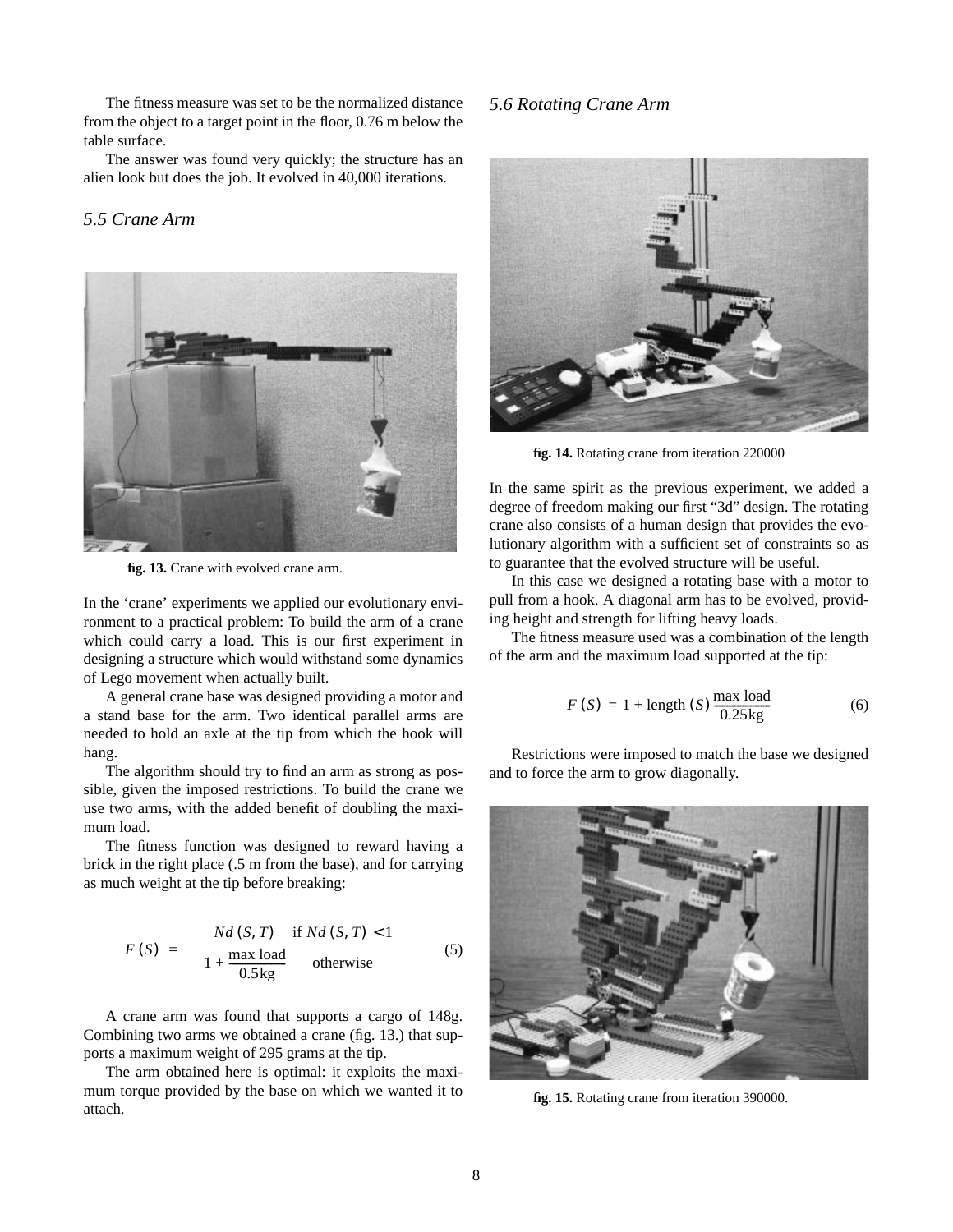The fitness measure was set to be the normalized distance from the object to a target point in the floor, 0.76 m below the table surface.

The answer was found very quickly; the structure has an alien look but does the job. It evolved in 40,000 iterations.

### *5.5 Crane Arm*

**fig. 13.** Crane with evolved crane arm.

In the 'crane' experiments we applied our evolutionary environment to a practical problem: To build the arm of a crane which could carry a load. This is our first experiment in designing a structure which would withstand some dynamics of Lego movement when actually built.

A general crane base was designed providing a motor and a stand base for the arm. Two identical parallel arms are needed to hold an axle at the tip from which the hook will hang.

The algorithm should try to find an arm as strong as possible, given the imposed restrictions. To build the crane we use two arms, with the added benefit of doubling the maximum load.

The fitness function was designed to reward having a brick in the right place (.5 m from the base), and for carrying as much weight at the tip before breaking:

$$F(S) = \begin{cases} Nd(S,T) & \text{if } Nd(S,T) < 1 \\ 1 + \dfrac{\text{max load}}{0.5\text{kg}} & \text{otherwise} \end{cases} \quad (5)$$

A crane arm was found that supports a cargo of 148g. Combining two arms we obtained a crane (fig. 13.) that supports a maximum weight of 295 grams at the tip.

The arm obtained here is optimal: it exploits the maximum torque provided by the base on which we wanted it to attach.

### *5.6 Rotating Crane Arm*

**fig. 14.** Rotating crane from iteration 220000

In the same spirit as the previous experiment, we added a degree of freedom making our first "3d" design. The rotating crane also consists of a human design that provides the evolutionary algorithm with a sufficient set of constraints so as to guarantee that the evolved structure will be useful.

In this case we designed a rotating base with a motor to pull from a hook. A diagonal arm has to be evolved, providing height and strength for lifting heavy loads.

The fitness measure used was a combination of the length of the arm and the maximum load supported at the tip:

$$F(S) = 1 + \text{length}(S)\frac{\text{max load}}{0.25\text{kg}} \quad (6)$$

Restrictions were imposed to match the base we designed and to force the arm to grow diagonally.

**fig. 15.** Rotating crane from iteration 390000.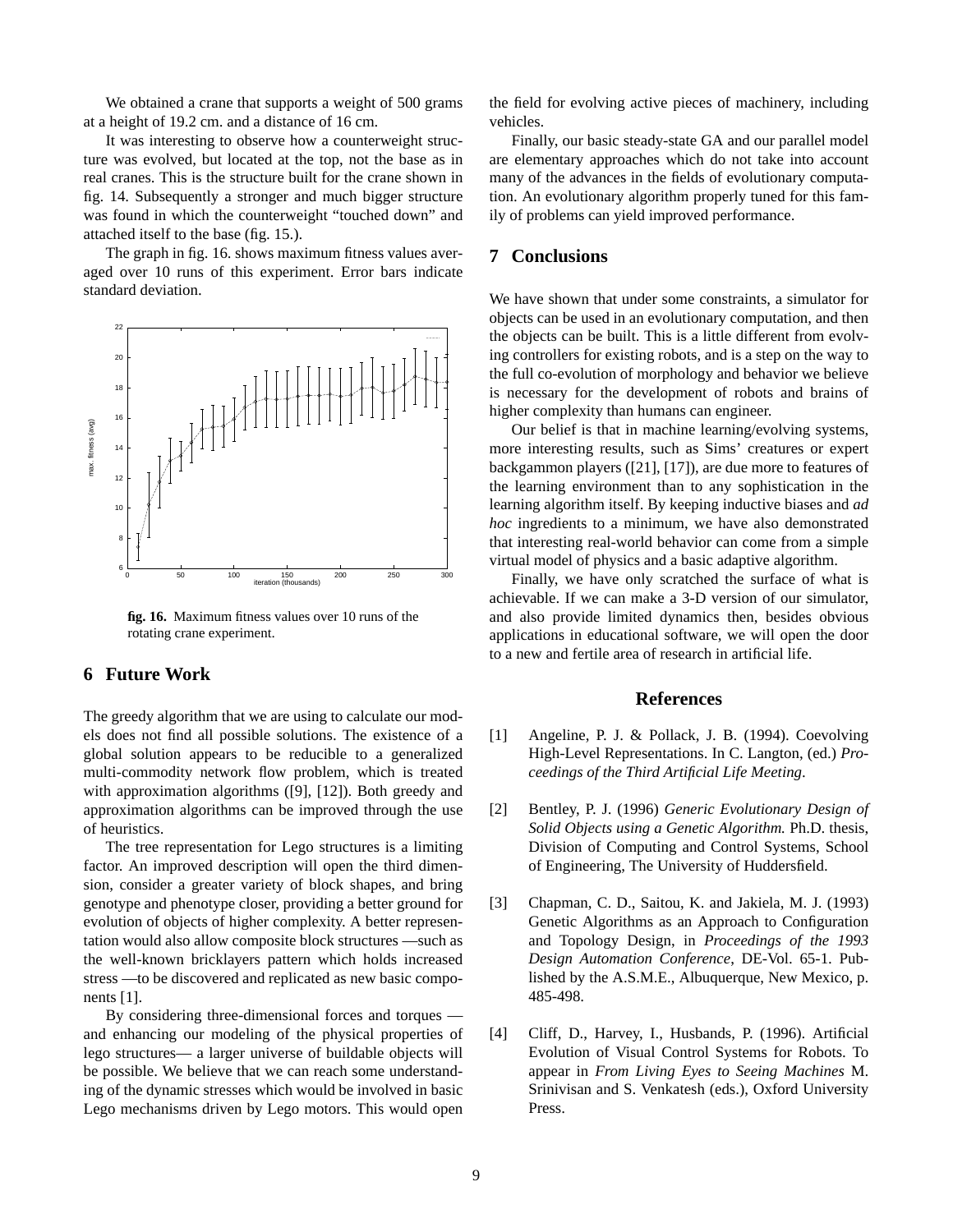We obtained a crane that supports a weight of 500 grams at a height of 19.2 cm. and a distance of 16 cm.

It was interesting to observe how a counterweight structure was evolved, but located at the top, not the base as in real cranes. This is the structure built for the crane shown in fig. 14. Subsequently a stronger and much bigger structure was found in which the counterweight "touched down" and attached itself to the base (fig. 15.).

The graph in fig. 16. shows maximum fitness values averaged over 10 runs of this experiment. Error bars indicate standard deviation.

**fig. 16.** Maximum fitness values over 10 runs of the rotating crane experiment.

## 6 Future Work

The greedy algorithm that we are using to calculate our models does not find all possible solutions. The existence of a global solution appears to be reducible to a generalized multi-commodity network flow problem, which is treated with approximation algorithms ([9], [12]). Both greedy and approximation algorithms can be improved through the use of heuristics.

The tree representation for Lego structures is a limiting factor. An improved description will open the third dimension, consider a greater variety of block shapes, and bring genotype and phenotype closer, providing a better ground for evolution of objects of higher complexity. A better representation would also allow composite block structures —such as the well-known bricklayers pattern which holds increased stress —to be discovered and replicated as new basic components [1].

By considering three-dimensional forces and torques —and enhancing our modeling of the physical properties of lego structures— a larger universe of buildable objects will be possible. We believe that we can reach some understanding of the dynamic stresses which would be involved in basic Lego mechanisms driven by Lego motors. This would open the field for evolving active pieces of machinery, including vehicles.

Finally, our basic steady-state GA and our parallel model are elementary approaches which do not take into account many of the advances in the fields of evolutionary computation. An evolutionary algorithm properly tuned for this family of problems can yield improved performance.

## 7 Conclusions

We have shown that under some constraints, a simulator for objects can be used in an evolutionary computation, and then the objects can be built. This is a little different from evolving controllers for existing robots, and is a step on the way to the full co-evolution of morphology and behavior we believe is necessary for the development of robots and brains of higher complexity than humans can engineer.

Our belief is that in machine learning/evolving systems, more interesting results, such as Sims' creatures or expert backgammon players ([21], [17]), are due more to features of the learning environment than to any sophistication in the learning algorithm itself. By keeping inductive biases and *ad hoc* ingredients to a minimum, we have also demonstrated that interesting real-world behavior can come from a simple virtual model of physics and a basic adaptive algorithm.

Finally, we have only scratched the surface of what is achievable. If we can make a 3-D version of our simulator, and also provide limited dynamics then, besides obvious applications in educational software, we will open the door to a new and fertile area of research in artificial life.

## References

[1] Angeline, P. J. & Pollack, J. B. (1994). Coevolving High-Level Representations. In C. Langton, (ed.) *Proceedings of the Third Artificial Life Meeting*.

[2] Bentley, P. J. (1996) *Generic Evolutionary Design of Solid Objects using a Genetic Algorithm.* Ph.D. thesis, Division of Computing and Control Systems, School of Engineering, The University of Huddersfield.

[3] Chapman, C. D., Saitou, K. and Jakiela, M. J. (1993) Genetic Algorithms as an Approach to Configuration and Topology Design, in *Proceedings of the 1993 Design Automation Conference*, DE-Vol. 65-1. Published by the A.S.M.E., Albuquerque, New Mexico, p. 485-498.

[4] Cliff, D., Harvey, I., Husbands, P. (1996). Artificial Evolution of Visual Control Systems for Robots. To appear in *From Living Eyes to Seeing Machines* M. Srinivisan and S. Venkatesh (eds.), Oxford University Press.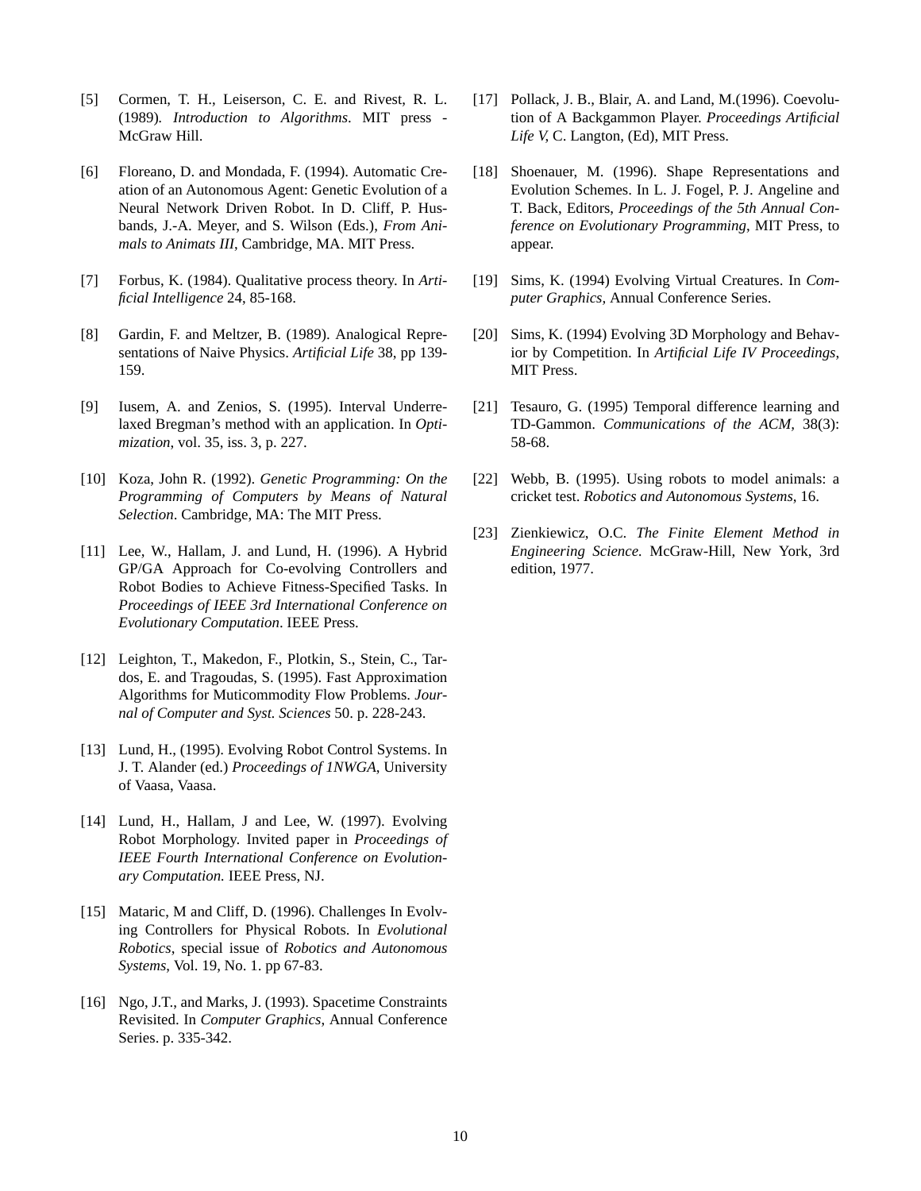[5] Cormen, T. H., Leiserson, C. E. and Rivest, R. L. (1989). *Introduction to Algorithms*. MIT press - McGraw Hill.

[6] Floreano, D. and Mondada, F. (1994). Automatic Creation of an Autonomous Agent: Genetic Evolution of a Neural Network Driven Robot. In D. Cliff, P. Husbands, J.-A. Meyer, and S. Wilson (Eds.), *From Animals to Animats III*, Cambridge, MA. MIT Press.

[7] Forbus, K. (1984). Qualitative process theory. In *Artificial Intelligence* 24, 85-168.

[8] Gardin, F. and Meltzer, B. (1989). Analogical Representations of Naive Physics. *Artificial Life* 38, pp 139-159.

[9] Iusem, A. and Zenios, S. (1995). Interval Underrelaxed Bregman's method with an application. In *Optimization*, vol. 35, iss. 3, p. 227.

[10] Koza, John R. (1992). *Genetic Programming: On the Programming of Computers by Means of Natural Selection*. Cambridge, MA: The MIT Press.

[11] Lee, W., Hallam, J. and Lund, H. (1996). A Hybrid GP/GA Approach for Co-evolving Controllers and Robot Bodies to Achieve Fitness-Specified Tasks. In *Proceedings of IEEE 3rd International Conference on Evolutionary Computation*. IEEE Press.

[12] Leighton, T., Makedon, F., Plotkin, S., Stein, C., Tardos, E. and Tragoudas, S. (1995). Fast Approximation Algorithms for Muticommodity Flow Problems. *Journal of Computer and Syst. Sciences* 50. p. 228-243.

[13] Lund, H., (1995). Evolving Robot Control Systems. In J. T. Alander (ed.) *Proceedings of 1NWGA*, University of Vaasa, Vaasa.

[14] Lund, H., Hallam, J and Lee, W. (1997). Evolving Robot Morphology. Invited paper in *Proceedings of IEEE Fourth International Conference on Evolutionary Computation.* IEEE Press, NJ.

[15] Mataric, M and Cliff, D. (1996). Challenges In Evolving Controllers for Physical Robots. In *Evolutional Robotics*, special issue of *Robotics and Autonomous Systems*, Vol. 19, No. 1. pp 67-83.

[16] Ngo, J.T., and Marks, J. (1993). Spacetime Constraints Revisited. In *Computer Graphics*, Annual Conference Series. p. 335-342.

[17] Pollack, J. B., Blair, A. and Land, M.(1996). Coevolution of A Backgammon Player. *Proceedings Artificial Life V*, C. Langton, (Ed), MIT Press.

[18] Shoenauer, M. (1996). Shape Representations and Evolution Schemes. In L. J. Fogel, P. J. Angeline and T. Back, Editors, *Proceedings of the 5th Annual Conference on Evolutionary Programming*, MIT Press, to appear.

[19] Sims, K. (1994) Evolving Virtual Creatures. In *Computer Graphics*, Annual Conference Series.

[20] Sims, K. (1994) Evolving 3D Morphology and Behavior by Competition. In *Artificial Life IV Proceedings*, MIT Press.

[21] Tesauro, G. (1995) Temporal difference learning and TD-Gammon. *Communications of the ACM*, 38(3): 58-68.

[22] Webb, B. (1995). Using robots to model animals: a cricket test. *Robotics and Autonomous Systems*, 16.

[23] Zienkiewicz, O.C. *The Finite Element Method in Engineering Science.* McGraw-Hill, New York, 3rd edition, 1977.